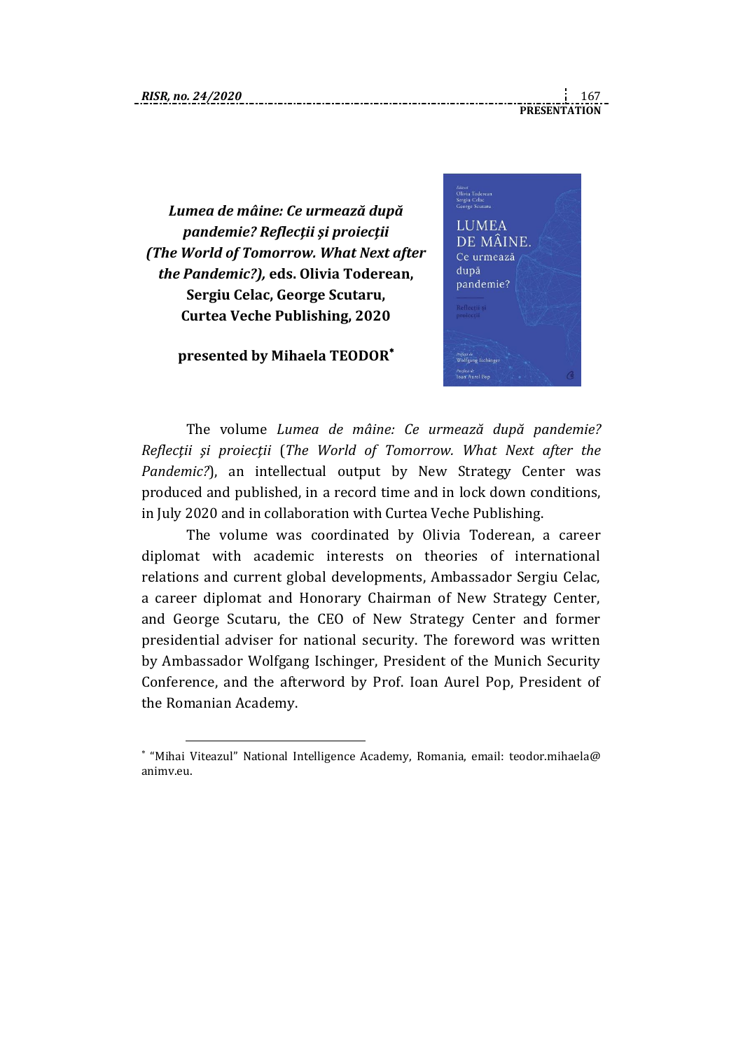***Lumea de mâine: Ce urmează după pandemie? Reflecții și proiecții (The World of Tomorrow. What Next after the Pandemic?),* eds. Olivia Toderean, Sergiu Celac, George Scutaru, Curtea Veche Publishing, 2020**

**presented by Mihaela TEODOR[*]**

The volume *Lumea de mâine: Ce urmează după pandemie? Reflecții și proiecții* (*The World of Tomorrow. What Next after the Pandemic?*), an intellectual output by New Strategy Center was produced and published, in a record time and in lock down conditions, in July 2020 and in collaboration with Curtea Veche Publishing.

The volume was coordinated by Olivia Toderean, a career diplomat with academic interests on theories of international relations and current global developments, Ambassador Sergiu Celac, a career diplomat and Honorary Chairman of New Strategy Center, and George Scutaru, the CEO of New Strategy Center and former presidential adviser for national security. The foreword was written by Ambassador Wolfgang Ischinger, President of the Munich Security Conference, and the afterword by Prof. Ioan Aurel Pop, President of the Romanian Academy.

---

[*] "Mihai Viteazul" National Intelligence Academy, Romania, email: teodor.mihaela@animv.eu.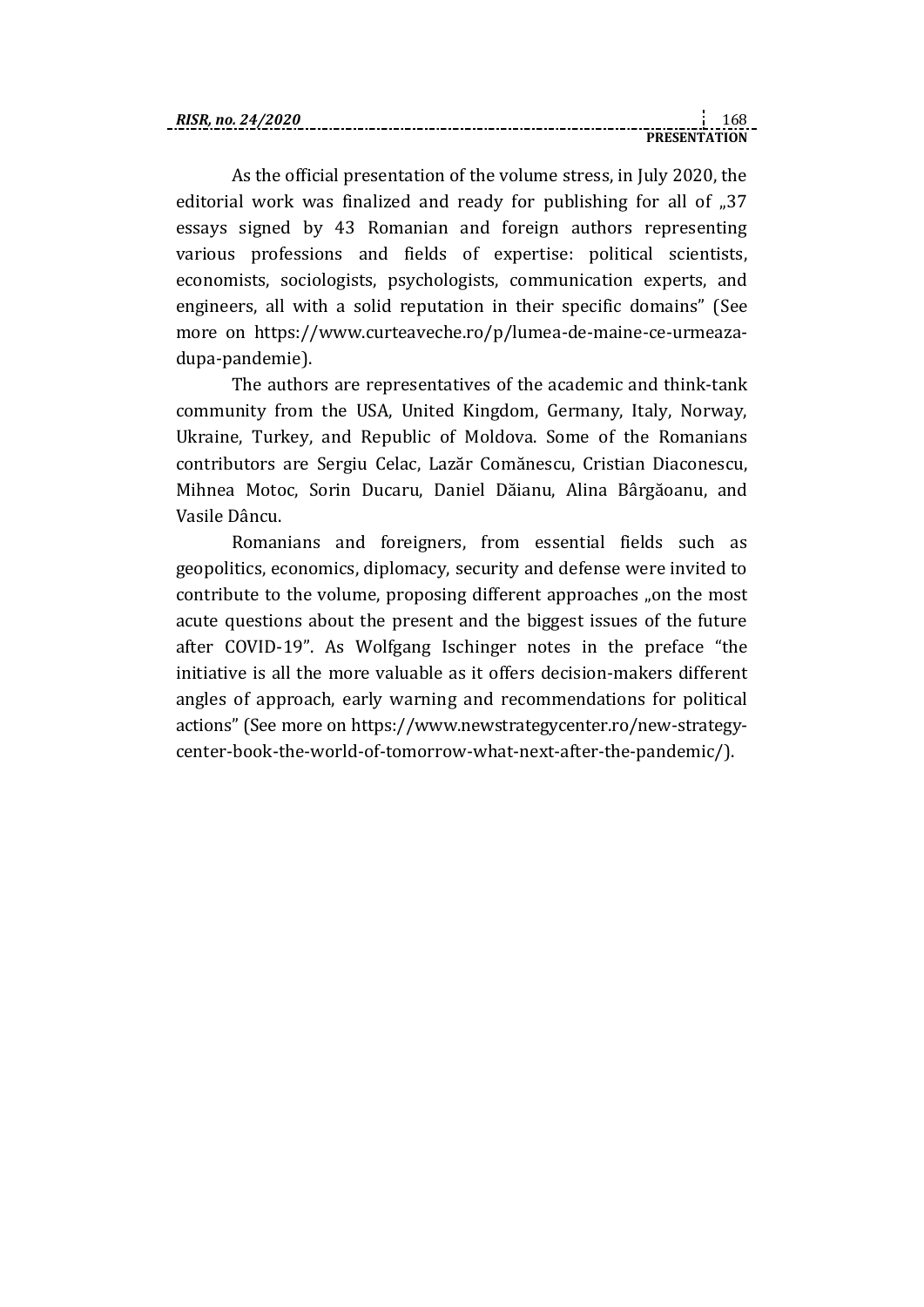As the official presentation of the volume stress, in July 2020, the editorial work was finalized and ready for publishing for all of „37 essays signed by 43 Romanian and foreign authors representing various professions and fields of expertise: political scientists, economists, sociologists, psychologists, communication experts, and engineers, all with a solid reputation in their specific domains" (See more on https://www.curteaveche.ro/p/lumea-de-maine-ce-urmeaza-dupa-pandemie).

The authors are representatives of the academic and think-tank community from the USA, United Kingdom, Germany, Italy, Norway, Ukraine, Turkey, and Republic of Moldova. Some of the Romanians contributors are Sergiu Celac, Lazăr Comănescu, Cristian Diaconescu, Mihnea Motoc, Sorin Ducaru, Daniel Dăianu, Alina Bârgăoanu, and Vasile Dâncu.

Romanians and foreigners, from essential fields such as geopolitics, economics, diplomacy, security and defense were invited to contribute to the volume, proposing different approaches „on the most acute questions about the present and the biggest issues of the future after COVID-19". As Wolfgang Ischinger notes in the preface "the initiative is all the more valuable as it offers decision-makers different angles of approach, early warning and recommendations for political actions" (See more on https://www.newstrategycenter.ro/new-strategy-center-book-the-world-of-tomorrow-what-next-after-the-pandemic/).